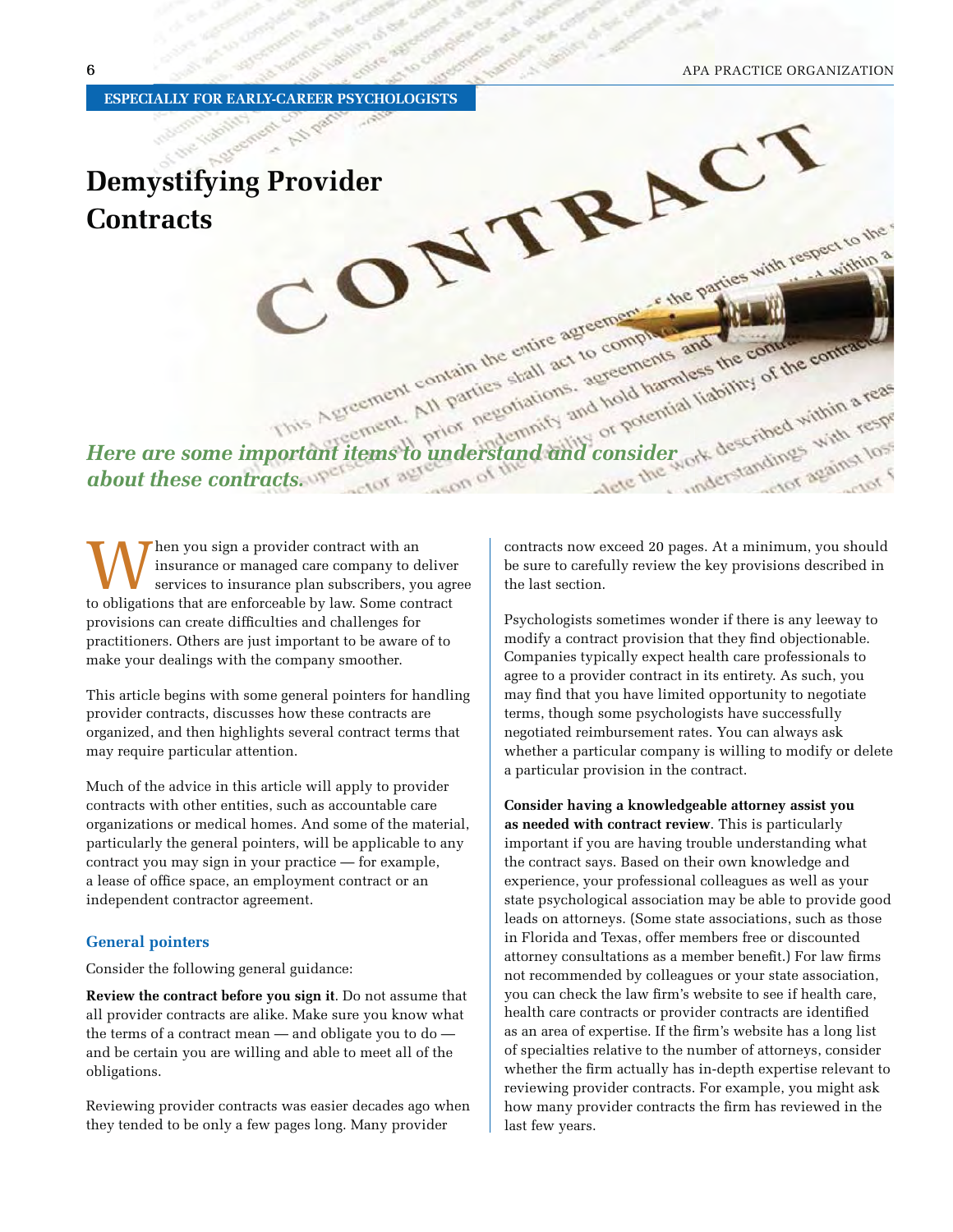ESPECIALLY FOR EARLY-CAREER PSYCHOLOGISTS

# Demystifying Provider Contracts

*Here are some important items to understand and consider about these contracts.*

When you sign a provider contract with an insurance or managed care company to deliver services to insurance plan subscribers, you agree to obligations that are enforceable by law. Some contract provisions can create difficulties and challenges for practitioners. Others are just important to be aware of to make your dealings with the company smoother.

This article begins with some general pointers for handling provider contracts, discusses how these contracts are organized, and then highlights several contract terms that may require particular attention.

Much of the advice in this article will apply to provider contracts with other entities, such as accountable care organizations or medical homes. And some of the material, particularly the general pointers, will be applicable to any contract you may sign in your practice — for example, a lease of office space, an employment contract or an independent contractor agreement.

## General pointers

Consider the following general guidance:

**Review the contract before you sign it**. Do not assume that all provider contracts are alike. Make sure you know what the terms of a contract mean — and obligate you to do — and be certain you are willing and able to meet all of the obligations.

Reviewing provider contracts was easier decades ago when they tended to be only a few pages long. Many provider contracts now exceed 20 pages. At a minimum, you should be sure to carefully review the key provisions described in the last section.

Psychologists sometimes wonder if there is any leeway to modify a contract provision that they find objectionable. Companies typically expect health care professionals to agree to a provider contract in its entirety. As such, you may find that you have limited opportunity to negotiate terms, though some psychologists have successfully negotiated reimbursement rates. You can always ask whether a particular company is willing to modify or delete a particular provision in the contract.

**Consider having a knowledgeable attorney assist you as needed with contract review**. This is particularly important if you are having trouble understanding what the contract says. Based on their own knowledge and experience, your professional colleagues as well as your state psychological association may be able to provide good leads on attorneys. (Some state associations, such as those in Florida and Texas, offer members free or discounted attorney consultations as a member benefit.) For law firms not recommended by colleagues or your state association, you can check the law firm's website to see if health care, health care contracts or provider contracts are identified as an area of expertise. If the firm's website has a long list of specialties relative to the number of attorneys, consider whether the firm actually has in-depth expertise relevant to reviewing provider contracts. For example, you might ask how many provider contracts the firm has reviewed in the last few years.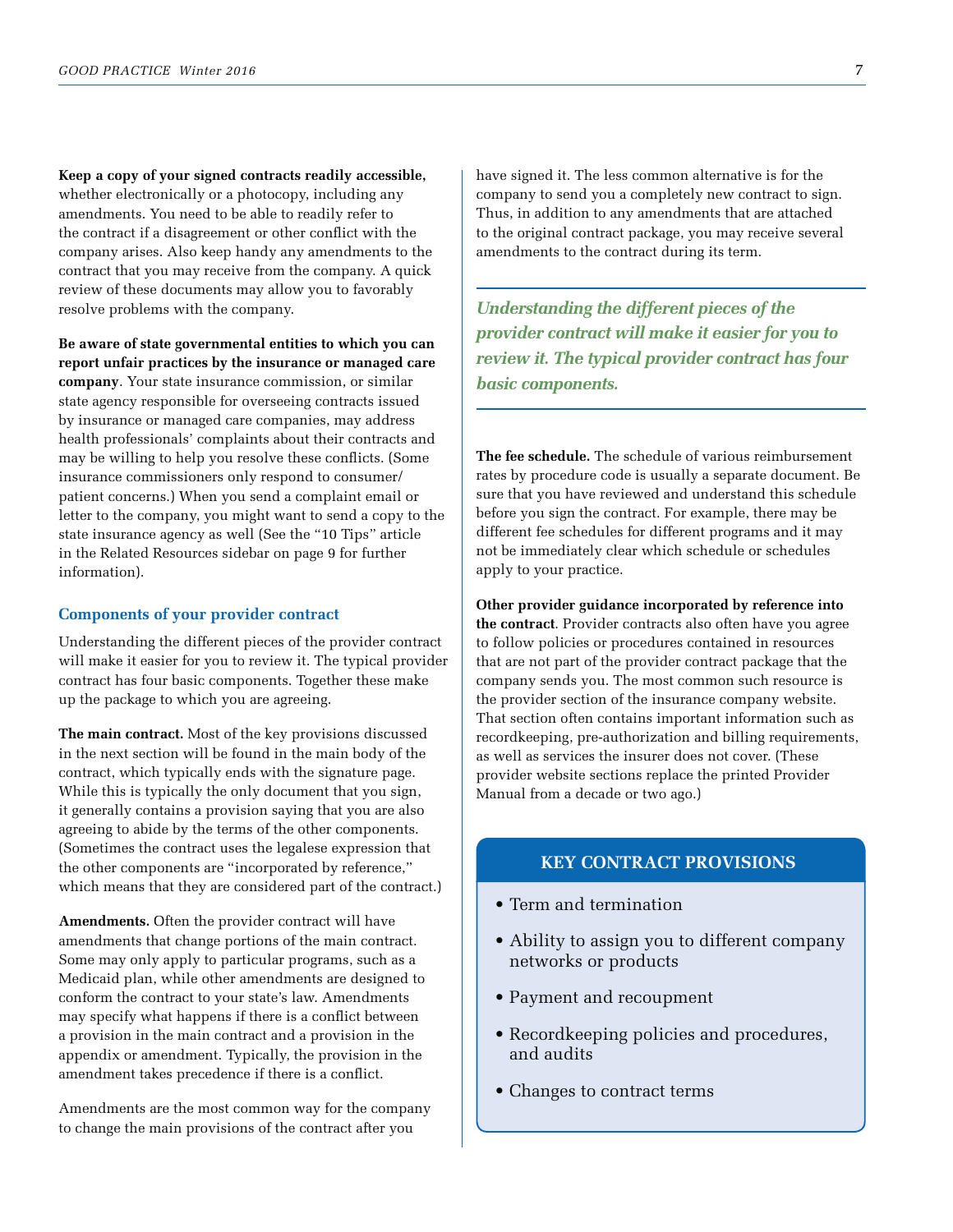**Keep a copy of your signed contracts readily accessible,** whether electronically or a photocopy, including any amendments. You need to be able to readily refer to the contract if a disagreement or other conflict with the company arises. Also keep handy any amendments to the contract that you may receive from the company. A quick review of these documents may allow you to favorably resolve problems with the company.

**Be aware of state governmental entities to which you can report unfair practices by the insurance or managed care company**. Your state insurance commission, or similar state agency responsible for overseeing contracts issued by insurance or managed care companies, may address health professionals' complaints about their contracts and may be willing to help you resolve these conflicts. (Some insurance commissioners only respond to consumer/patient concerns.) When you send a complaint email or letter to the company, you might want to send a copy to the state insurance agency as well (See the "10 Tips" article in the Related Resources sidebar on page 9 for further information).

## Components of your provider contract

Understanding the different pieces of the provider contract will make it easier for you to review it. The typical provider contract has four basic components. Together these make up the package to which you are agreeing.

**The main contract.** Most of the key provisions discussed in the next section will be found in the main body of the contract, which typically ends with the signature page. While this is typically the only document that you sign, it generally contains a provision saying that you are also agreeing to abide by the terms of the other components. (Sometimes the contract uses the legalese expression that the other components are "incorporated by reference," which means that they are considered part of the contract.)

**Amendments.** Often the provider contract will have amendments that change portions of the main contract. Some may only apply to particular programs, such as a Medicaid plan, while other amendments are designed to conform the contract to your state's law. Amendments may specify what happens if there is a conflict between a provision in the main contract and a provision in the appendix or amendment. Typically, the provision in the amendment takes precedence if there is a conflict.

Amendments are the most common way for the company to change the main provisions of the contract after you have signed it. The less common alternative is for the company to send you a completely new contract to sign. Thus, in addition to any amendments that are attached to the original contract package, you may receive several amendments to the contract during its term.

***Understanding the different pieces of the provider contract will make it easier for you to review it. The typical provider contract has four basic components.***

**The fee schedule.** The schedule of various reimbursement rates by procedure code is usually a separate document. Be sure that you have reviewed and understand this schedule before you sign the contract. For example, there may be different fee schedules for different programs and it may not be immediately clear which schedule or schedules apply to your practice.

**Other provider guidance incorporated by reference into the contract**. Provider contracts also often have you agree to follow policies or procedures contained in resources that are not part of the provider contract package that the company sends you. The most common such resource is the provider section of the insurance company website. That section often contains important information such as recordkeeping, pre-authorization and billing requirements, as well as services the insurer does not cover. (These provider website sections replace the printed Provider Manual from a decade or two ago.)

### KEY CONTRACT PROVISIONS

- Term and termination
- Ability to assign you to different company networks or products
- Payment and recoupment
- Recordkeeping policies and procedures, and audits
- Changes to contract terms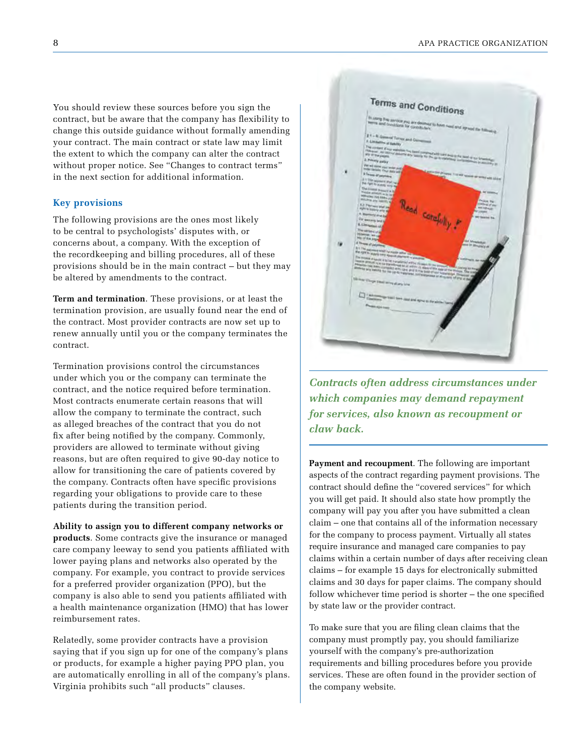You should review these sources before you sign the contract, but be aware that the company has flexibility to change this outside guidance without formally amending your contract. The main contract or state law may limit the extent to which the company can alter the contract without proper notice. See "Changes to contract terms" in the next section for additional information.

## Key provisions

The following provisions are the ones most likely to be central to psychologists' disputes with, or concerns about, a company. With the exception of the recordkeeping and billing procedures, all of these provisions should be in the main contract – but they may be altered by amendments to the contract.

**Term and termination**. These provisions, or at least the termination provision, are usually found near the end of the contract. Most provider contracts are now set up to renew annually until you or the company terminates the contract.

Termination provisions control the circumstances under which you or the company can terminate the contract, and the notice required before termination. Most contracts enumerate certain reasons that will allow the company to terminate the contract, such as alleged breaches of the contract that you do not fix after being notified by the company. Commonly, providers are allowed to terminate without giving reasons, but are often required to give 90-day notice to allow for transitioning the care of patients covered by the company. Contracts often have specific provisions regarding your obligations to provide care to these patients during the transition period.

**Ability to assign you to different company networks or products**. Some contracts give the insurance or managed care company leeway to send you patients affiliated with lower paying plans and networks also operated by the company. For example, you contract to provide services for a preferred provider organization (PPO), but the company is also able to send you patients affiliated with a health maintenance organization (HMO) that has lower reimbursement rates.

Relatedly, some provider contracts have a provision saying that if you sign up for one of the company's plans or products, for example a higher paying PPO plan, you are automatically enrolling in all of the company's plans. Virginia prohibits such "all products" clauses.

*Contracts often address circumstances under which companies may demand repayment for services, also known as recoupment or claw back.*

**Payment and recoupment**. The following are important aspects of the contract regarding payment provisions. The contract should define the "covered services" for which you will get paid. It should also state how promptly the company will pay you after you have submitted a clean claim – one that contains all of the information necessary for the company to process payment. Virtually all states require insurance and managed care companies to pay claims within a certain number of days after receiving clean claims – for example 15 days for electronically submitted claims and 30 days for paper claims. The company should follow whichever time period is shorter – the one specified by state law or the provider contract.

To make sure that you are filing clean claims that the company must promptly pay, you should familiarize yourself with the company's pre-authorization requirements and billing procedures before you provide services. These are often found in the provider section of the company website.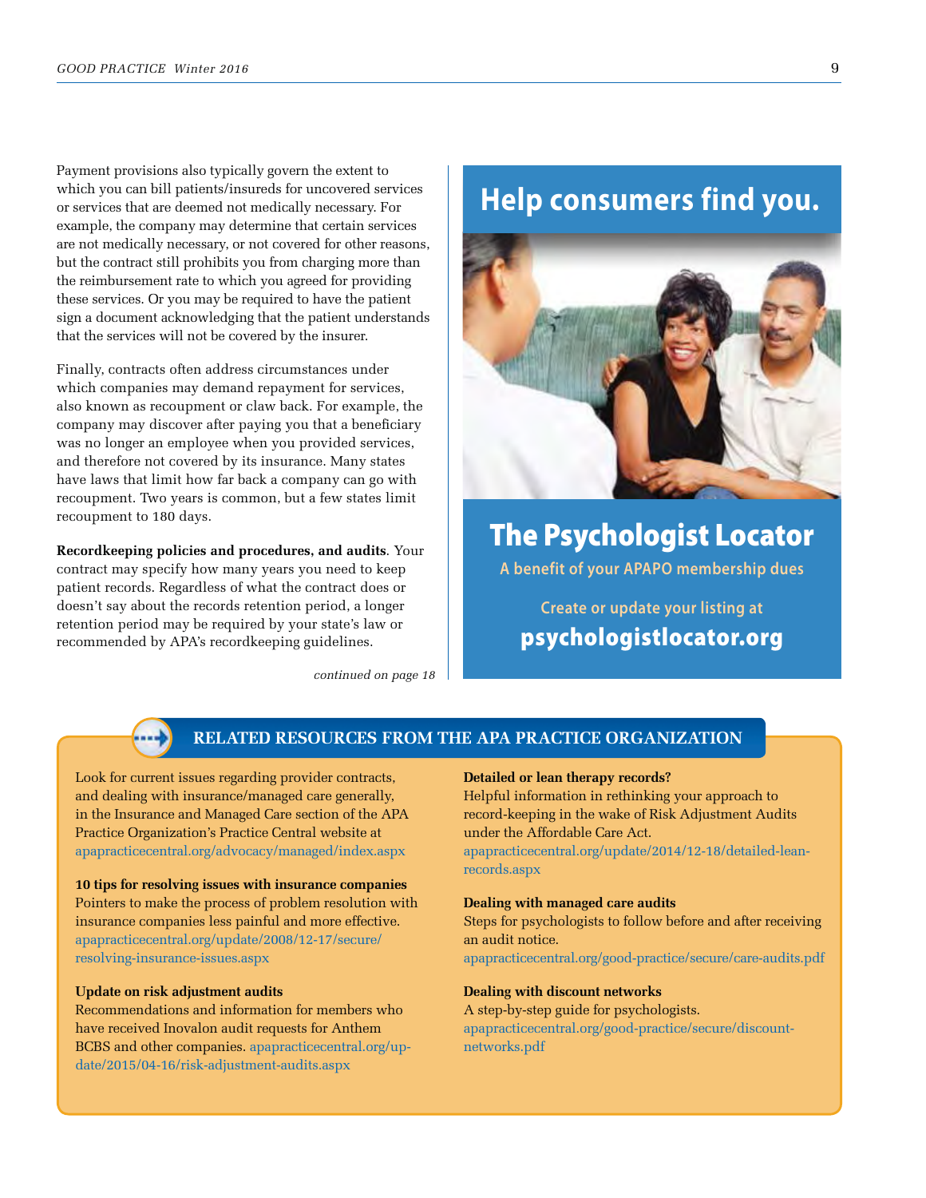Payment provisions also typically govern the extent to which you can bill patients/insureds for uncovered services or services that are deemed not medically necessary. For example, the company may determine that certain services are not medically necessary, or not covered for other reasons, but the contract still prohibits you from charging more than the reimbursement rate to which you agreed for providing these services. Or you may be required to have the patient sign a document acknowledging that the patient understands that the services will not be covered by the insurer.

Finally, contracts often address circumstances under which companies may demand repayment for services, also known as recoupment or claw back. For example, the company may discover after paying you that a beneficiary was no longer an employee when you provided services, and therefore not covered by its insurance. Many states have laws that limit how far back a company can go with recoupment. Two years is common, but a few states limit recoupment to 180 days.

**Recordkeeping policies and procedures, and audits**. Your contract may specify how many years you need to keep patient records. Regardless of what the contract does or doesn't say about the records retention period, a longer retention period may be required by your state's law or recommended by APA's recordkeeping guidelines.

*continued on page 18*

## Help consumers find you.

## The Psychologist Locator

A benefit of your APAPO membership dues

Create or update your listing at
**psychologistlocator.org**

## RELATED RESOURCES FROM THE APA PRACTICE ORGANIZATION

Look for current issues regarding provider contracts, and dealing with insurance/managed care generally, in the Insurance and Managed Care section of the APA Practice Organization's Practice Central website at apapracticecentral.org/advocacy/managed/index.aspx

**10 tips for resolving issues with insurance companies**
Pointers to make the process of problem resolution with insurance companies less painful and more effective. apapracticecentral.org/update/2008/12-17/secure/resolving-insurance-issues.aspx

**Update on risk adjustment audits**
Recommendations and information for members who have received Inovalon audit requests for Anthem BCBS and other companies. apapracticecentral.org/update/2015/04-16/risk-adjustment-audits.aspx

**Detailed or lean therapy records?**
Helpful information in rethinking your approach to record-keeping in the wake of Risk Adjustment Audits under the Affordable Care Act.
apapracticecentral.org/update/2014/12-18/detailed-lean-records.aspx

**Dealing with managed care audits**
Steps for psychologists to follow before and after receiving an audit notice.
apapracticecentral.org/good-practice/secure/care-audits.pdf

**Dealing with discount networks**
A step-by-step guide for psychologists.
apapracticecentral.org/good-practice/secure/discount-networks.pdf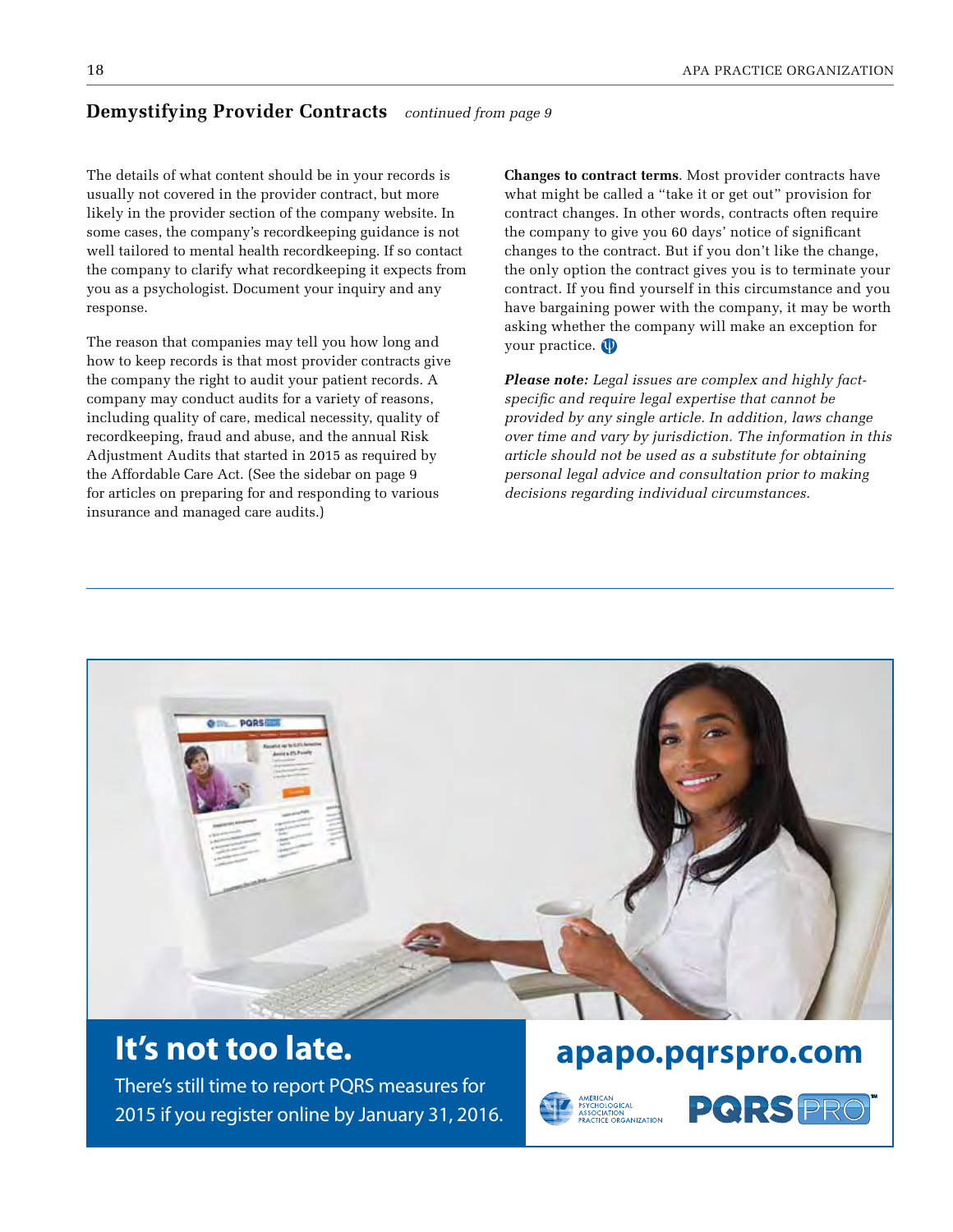## Demystifying Provider Contracts *continued from page 9*

The details of what content should be in your records is usually not covered in the provider contract, but more likely in the provider section of the company website. In some cases, the company's recordkeeping guidance is not well tailored to mental health recordkeeping. If so contact the company to clarify what recordkeeping it expects from you as a psychologist. Document your inquiry and any response.

The reason that companies may tell you how long and how to keep records is that most provider contracts give the company the right to audit your patient records. A company may conduct audits for a variety of reasons, including quality of care, medical necessity, quality of recordkeeping, fraud and abuse, and the annual Risk Adjustment Audits that started in 2015 as required by the Affordable Care Act. (See the sidebar on page 9 for articles on preparing for and responding to various insurance and managed care audits.)

**Changes to contract terms**. Most provider contracts have what might be called a "take it or get out" provision for contract changes. In other words, contracts often require the company to give you 60 days' notice of significant changes to the contract. But if you don't like the change, the only option the contract gives you is to terminate your contract. If you find yourself in this circumstance and you have bargaining power with the company, it may be worth asking whether the company will make an exception for your practice.

***Please note:*** *Legal issues are complex and highly fact-specific and require legal expertise that cannot be provided by any single article. In addition, laws change over time and vary by jurisdiction. The information in this article should not be used as a substitute for obtaining personal legal advice and consultation prior to making decisions regarding individual circumstances.*

**It's not too late.**

There's still time to report PQRS measures for 2015 if you register online by January 31, 2016.

**apapo.pqrspro.com**

AMERICAN PSYCHOLOGICAL ASSOCIATION PRACTICE ORGANIZATION

PQRS PRO